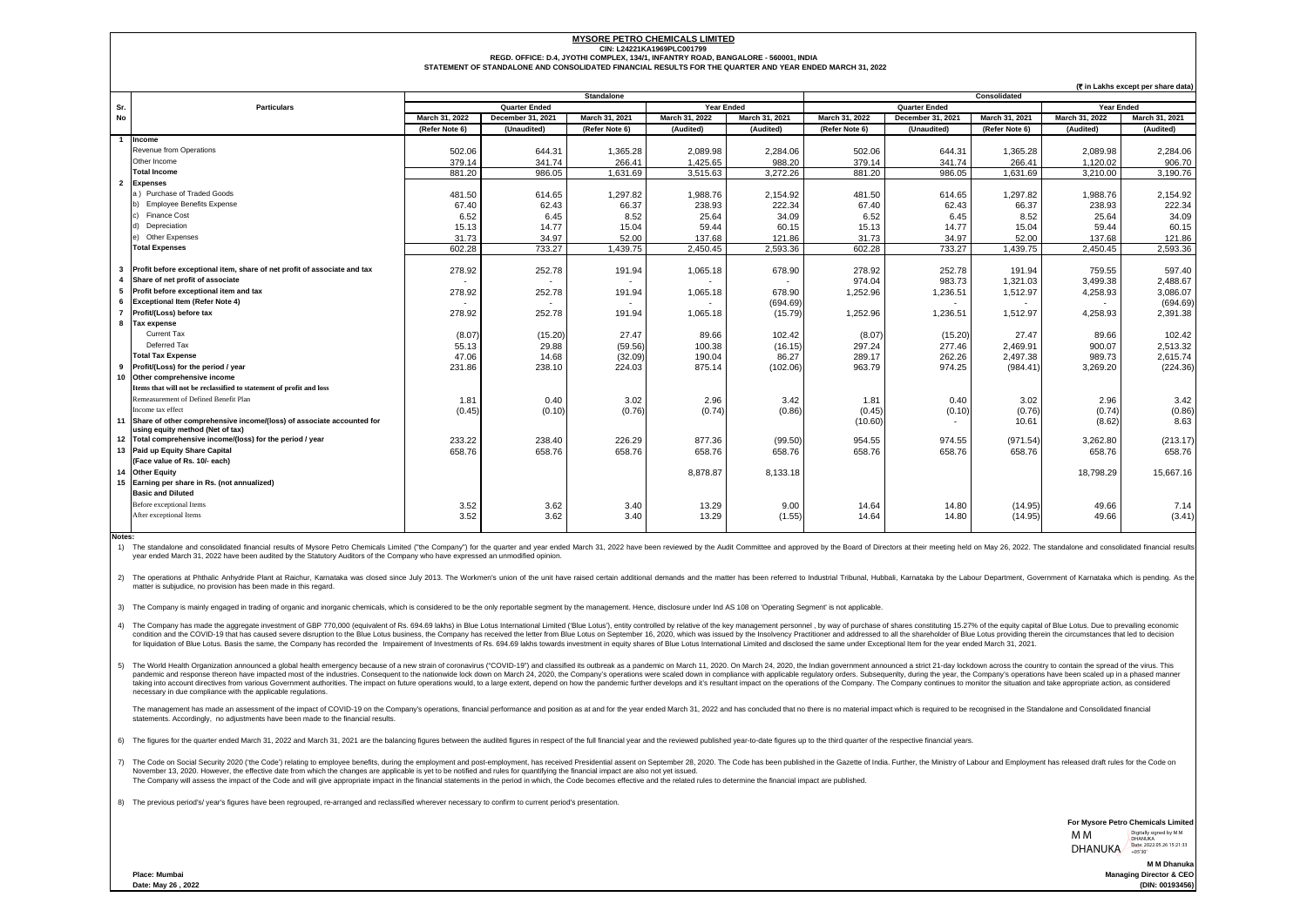# MYSORE PETRO CHEMICALS LIMITED

CIN: L24221KA1969PLC001799

REGD. OFFICE: D.4, JYOTHI COMPLEX, 134/1, INFANTRY ROAD, BANGALORE - 560001, INDIA

STATEMENT OF STANDALONE AND CONSOLIDATED FINANCIAL RESULTS FOR THE QUARTER AND YEAR ENDED MARCH 31, 2022

(₹ in Lakhs except per share data)

| Sr. No | Particulars | Standalone | | | | | Consolidated | | | | |
|---|---|---|---|---|---|---|---|---|---|---|---|
| | | Quarter Ended | | | Year Ended | | Quarter Ended | | | Year Ended | |
| | | March 31, 2022 | December 31, 2021 | March 31, 2021 | March 31, 2022 | March 31, 2021 | March 31, 2022 | December 31, 2021 | March 31, 2021 | March 31, 2022 | March 31, 2021 |
| | | (Refer Note 6) | (Unaudited) | (Refer Note 6) | (Audited) | (Audited) | (Refer Note 6) | (Unaudited) | (Refer Note 6) | (Audited) | (Audited) |
| 1 | **Income** | | | | | | | | | | |
| | Revenue from Operations | 502.06 | 644.31 | 1,365.28 | 2,089.98 | 2,284.06 | 502.06 | 644.31 | 1,365.28 | 2,089.98 | 2,284.06 |
| | Other Income | 379.14 | 341.74 | 266.41 | 1,425.65 | 988.20 | 379.14 | 341.74 | 266.41 | 1,120.02 | 906.70 |
| | **Total Income** | 881.20 | 986.05 | 1,631.69 | 3,515.63 | 3,272.26 | 881.20 | 986.05 | 1,631.69 | 3,210.00 | 3,190.76 |
| 2 | **Expenses** | | | | | | | | | | |
| | a ) Purchase of Traded Goods | 481.50 | 614.65 | 1,297.82 | 1,988.76 | 2,154.92 | 481.50 | 614.65 | 1,297.82 | 1,988.76 | 2,154.92 |
| | b) Employee Benefits Expense | 67.40 | 62.43 | 66.37 | 238.93 | 222.34 | 67.40 | 62.43 | 66.37 | 238.93 | 222.34 |
| | c) Finance Cost | 6.52 | 6.45 | 8.52 | 25.64 | 34.09 | 6.52 | 6.45 | 8.52 | 25.64 | 34.09 |
| | d) Depreciation | 15.13 | 14.77 | 15.04 | 59.44 | 60.15 | 15.13 | 14.77 | 15.04 | 59.44 | 60.15 |
| | e) Other Expenses | 31.73 | 34.97 | 52.00 | 137.68 | 121.86 | 31.73 | 34.97 | 52.00 | 137.68 | 121.86 |
| | **Total Expenses** | 602.28 | 733.27 | 1,439.75 | 2,450.45 | 2,593.36 | 602.28 | 733.27 | 1,439.75 | 2,450.45 | 2,593.36 |
| 3 | **Profit before exceptional item, share of net profit of associate and tax** | 278.92 | 252.78 | 191.94 | 1,065.18 | 678.90 | 278.92 | 252.78 | 191.94 | 759.55 | 597.40 |
| 4 | **Share of net profit of associate** | - | - | - | - | - | 974.04 | 983.73 | 1,321.03 | 3,499.38 | 2,488.67 |
| 5 | **Profit before exceptional item and tax** | 278.92 | 252.78 | 191.94 | 1,065.18 | 678.90 | 1,252.96 | 1,236.51 | 1,512.97 | 4,258.93 | 3,086.07 |
| 6 | **Exceptional Item (Refer Note 4)** | - | - | - | - | (694.69) | - | - | - | - | (694.69) |
| 7 | **Profit/(Loss) before tax** | 278.92 | 252.78 | 191.94 | 1,065.18 | (15.79) | 1,252.96 | 1,236.51 | 1,512.97 | 4,258.93 | 2,391.38 |
| 8 | **Tax expense** | | | | | | | | | | |
| | Current Tax | (8.07) | (15.20) | 27.47 | 89.66 | 102.42 | (8.07) | (15.20) | 27.47 | 89.66 | 102.42 |
| | Deferred Tax | 55.13 | 29.88 | (59.56) | 100.38 | (16.15) | 297.24 | 277.46 | 2,469.91 | 900.07 | 2,513.32 |
| | **Total Tax Expense** | 47.06 | 14.68 | (32.09) | 190.04 | 86.27 | 289.17 | 262.26 | 2,497.38 | 989.73 | 2,615.74 |
| 9 | **Profit/(Loss) for the period / year** | 231.86 | 238.10 | 224.03 | 875.14 | (102.06) | 963.79 | 974.25 | (984.41) | 3,269.20 | (224.36) |
| 10 | **Other comprehensive income** | | | | | | | | | | |
| | **Items that will not be reclassified to statement of profit and loss** | | | | | | | | | | |
| | Remeasurement of Defined Benefit Plan | 1.81 | 0.40 | 3.02 | 2.96 | 3.42 | 1.81 | 0.40 | 3.02 | 2.96 | 3.42 |
| | Income tax effect | (0.45) | (0.10) | (0.76) | (0.74) | (0.86) | (0.45) | (0.10) | (0.76) | (0.74) | (0.86) |
| 11 | **Share of other comprehensive income/(loss) of associate accounted for using equity method (Net of tax)** | | | | | | (10.60) | - | 10.61 | (8.62) | 8.63 |
| 12 | **Total comprehensive income/(loss) for the period / year** | 233.22 | 238.40 | 226.29 | 877.36 | (99.50) | 954.55 | 974.55 | (971.54) | 3,262.80 | (213.17) |
| 13 | **Paid up Equity Share Capital** | 658.76 | 658.76 | 658.76 | 658.76 | 658.76 | 658.76 | 658.76 | 658.76 | 658.76 | 658.76 |
| | **(Face value of Rs. 10/- each)** | | | | | | | | | | |
| 14 | **Other Equity** | | | | 8,878.87 | 8,133.18 | | | | 18,798.29 | 15,667.16 |
| 15 | **Earning per share in Rs. (not annualized)** | | | | | | | | | | |
| | **Basic and Diluted** | | | | | | | | | | |
| | Before exceptional Items | 3.52 | 3.62 | 3.40 | 13.29 | 9.00 | 14.64 | 14.80 | (14.95) | 49.66 | 7.14 |
| | After exceptional Items | 3.52 | 3.62 | 3.40 | 13.29 | (1.55) | 14.64 | 14.80 | (14.95) | 49.66 | (3.41) |

**Notes:**

1) The standalone and consolidated financial results of Mysore Petro Chemicals Limited ("the Company") for the quarter and year ended March 31, 2022 have been reviewed by the Audit Committee and approved by the Board of Directors at their meeting held on May 26, 2022. The standalone and consolidated financial results year ended March 31, 2022 have been audited by the Statutory Auditors of the Company who have expressed an unmodified opinion.

2) The operations at Phthalic Anhydride Plant at Raichur, Karnataka was closed since July 2013. The Workmen's union of the unit have raised certain additional demands and the matter has been referred to Industrial Tribunal, Hubbali, Karnataka by the Labour Department, Government of Karnataka which is pending. As the matter is subjudice, no provision has been made in this regard.

3) The Company is mainly engaged in trading of organic and inorganic chemicals, which is considered to be the only reportable segment by the management. Hence, disclosure under Ind AS 108 on 'Operating Segment' is not applicable.

4) The Company has made the aggregate investment of GBP 770,000 (equivalent of Rs. 694.69 lakhs) in Blue Lotus International Limited ('Blue Lotus'), entity controlled by relative of the key management personnel , by way of purchase of shares constituting 15.27% of the equity capital of Blue Lotus. Due to prevailing economic condition and the COVID-19 that has caused severe disruption to the Blue Lotus business, the Company has received the letter from Blue Lotus on September 16, 2020, which was issued by the Insolvency Practitioner and addressed to all the shareholder of Blue Lotus providing therein the circumstances that led to decision for liquidation of Blue Lotus. Basis the same, the Company has recorded the Impairement of Investments of Rs. 694.69 lakhs towards investment in equity shares of Blue Lotus International Limited and disclosed the same under Exceptional Item for the year ended March 31, 2021.

5) The World Health Organization announced a global health emergency because of a new strain of coronavirus ("COVID-19") and classified its outbreak as a pandemic on March 11, 2020. On March 24, 2020, the Indian government announced a strict 21-day lockdown across the country to contain the spread of the virus. This pandemic and response thereon have impacted most of the industries. Consequent to the nationwide lock down on March 24, 2020, the Company's operations were scaled down in compliance with applicable regulatory orders. Subsequently, during the year, the Company's operations have been scaled up in a phased manner taking into account directives from various Government authorities. The impact on future operations would, to a large extent, depend on how the pandemic further develops and it's resultant impact on the operations of the Company. The Company continues to monitor the situation and take appropriate action, as considered necessary in due compliance with the applicable regulations.

The management has made an assessment of the impact of COVID-19 on the Company's operations, financial performance and position as at and for the year ended March 31, 2022 and has concluded that no there is no material impact which is required to be recognised in the Standalone and Consolidated financial statements. Accordingly, no adjustments have been made to the financial results.

6) The figures for the quarter ended March 31, 2022 and March 31, 2021 are the balancing figures between the audited figures in respect of the full financial year and the reviewed published year-to-date figures up to the third quarter of the respective financial years.

7) The Code on Social Security 2020 ('the Code') relating to employee benefits, during the employment and post-employment, has received Presidential assent on September 28, 2020. The Code has been published in the Gazette of India. Further, the Ministry of Labour and Employment has released draft rules for the Code on November 13, 2020. However, the effective date from which the changes are applicable is yet to be notified and rules for quantifying the financial impact are also not yet issued.
The Company will assess the impact of the Code and will give appropriate impact in the financial statements in the period in which, the Code becomes effective and the related rules to determine the financial impact are published.

8) The previous period's/ year's figures have been regrouped, re-arranged and reclassified wherever necessary to confirm to current period's presentation.

**For Mysore Petro Chemicals Limited**

M M DHANUKA — Digitally signed by M M DHANUKA Date: 2022.05.26 15:21:33 +05'30'

**M M Dhanuka**
**Managing Director & CEO**
**(DIN: 00193456)**

**Place: Mumbai**
**Date: May 26 , 2022**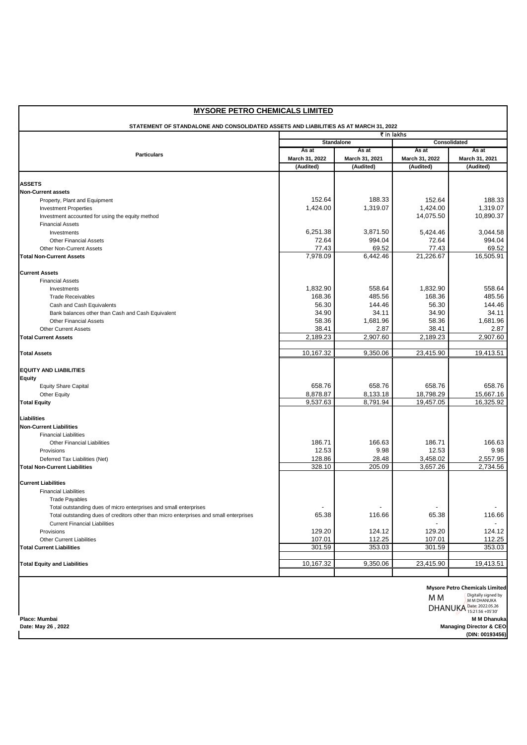# MYSORE PETRO CHEMICALS LIMITED

**STATEMENT OF STANDALONE AND CONSOLIDATED ASSETS AND LIABILITIES AS AT MARCH 31, 2022**

| Particulars | ₹ in lakhs | | | |
|---|---|---|---|---|
| | **Standalone** | | **Consolidated** | |
| | **As at March 31, 2022 (Audited)** | **As at March 31, 2021 (Audited)** | **As at March 31, 2022 (Audited)** | **As at March 31, 2021 (Audited)** |
| **ASSETS** | | | | |
| **Non-Current assets** | | | | |
| Property, Plant and Equipment | 152.64 | 188.33 | 152.64 | 188.33 |
| Investment Properties | 1,424.00 | 1,319.07 | 1,424.00 | 1,319.07 |
| Investment accounted for using the equity method | | | 14,075.50 | 10,890.37 |
| Financial Assets | | | | |
| Investments | 6,251.38 | 3,871.50 | 5,424.46 | 3,044.58 |
| Other Financial Assets | 72.64 | 994.04 | 72.64 | 994.04 |
| Other Non-Current Assets | 77.43 | 69.52 | 77.43 | 69.52 |
| **Total Non-Current Assets** | 7,978.09 | 6,442.46 | 21,226.67 | 16,505.91 |
| **Current Assets** | | | | |
| Financial Assets | | | | |
| Investments | 1,832.90 | 558.64 | 1,832.90 | 558.64 |
| Trade Receivables | 168.36 | 485.56 | 168.36 | 485.56 |
| Cash and Cash Equivalents | 56.30 | 144.46 | 56.30 | 144.46 |
| Bank balances other than Cash and Cash Equivalent | 34.90 | 34.11 | 34.90 | 34.11 |
| Other Financial Assets | 58.36 | 1,681.96 | 58.36 | 1,681.96 |
| Other Current Assets | 38.41 | 2.87 | 38.41 | 2.87 |
| **Total Current Assets** | 2,189.23 | 2,907.60 | 2,189.23 | 2,907.60 |
| **Total Assets** | 10,167.32 | 9,350.06 | 23,415.90 | 19,413.51 |
| **EQUITY AND LIABILITIES** | | | | |
| **Equity** | | | | |
| Equity Share Capital | 658.76 | 658.76 | 658.76 | 658.76 |
| Other Equity | 8,878.87 | 8,133.18 | 18,798.29 | 15,667.16 |
| **Total Equity** | 9,537.63 | 8,791.94 | 19,457.05 | 16,325.92 |
| **Liabilities** | | | | |
| **Non-Current Liabilities** | | | | |
| Financial Liabilities | | | | |
| Other Financial Liabilities | 186.71 | 166.63 | 186.71 | 166.63 |
| Provisions | 12.53 | 9.98 | 12.53 | 9.98 |
| Deferred Tax Liabilities (Net) | 128.86 | 28.48 | 3,458.02 | 2,557.95 |
| **Total Non-Current Liabilities** | 328.10 | 205.09 | 3,657.26 | 2,734.56 |
| **Current Liabilities** | | | | |
| Financial Liabilities | | | | |
| Trade Payables | | | | |
| Total outstanding dues of micro enterprises and small enterprises | - | - | - | - |
| Total outstanding dues of creditors other than micro enterprises and small enterprises | 65.38 | 116.66 | 65.38 | 116.66 |
| Current Financial Liabilities | | | - | - |
| Provisions | 129.20 | 124.12 | 129.20 | 124.12 |
| Other Current Liabilities | 107.01 | 112.25 | 107.01 | 112.25 |
| **Total Current Liabilities** | 301.59 | 353.03 | 301.59 | 353.03 |
| **Total Equity and Liabilities** | 10,167.32 | 9,350.06 | 23,415.90 | 19,413.51 |

**Mysore Petro Chemicals Limited**

M M DHANUKA — Digitally signed by M M DHANUKA Date: 2022.05.26 15:21:56 +05'30'

**Place: Mumbai**
**Date: May 26 , 2022**

**M M Dhanuka**
**Managing Director & CEO**
**(DIN: 00193456)**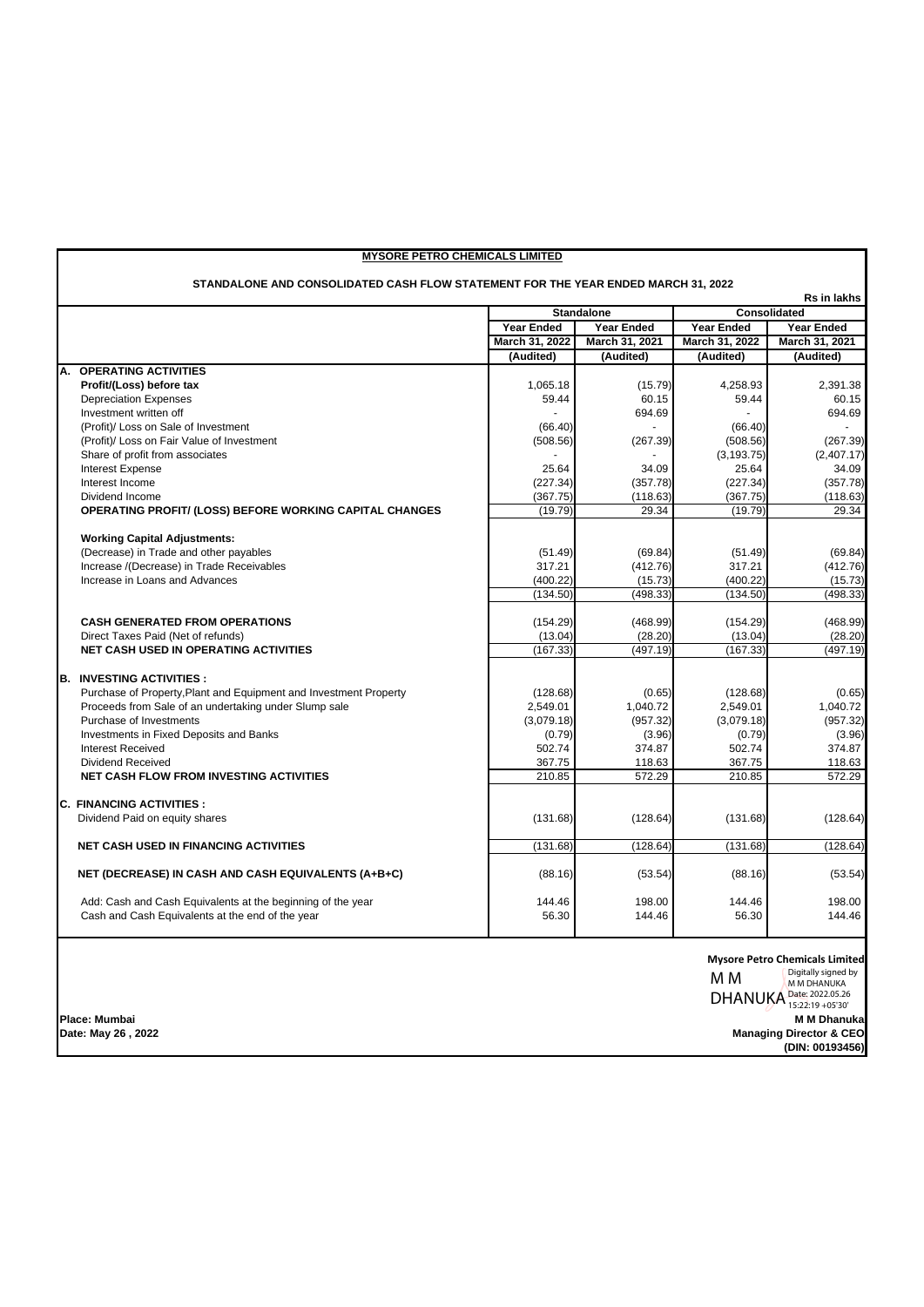**MYSORE PETRO CHEMICALS LIMITED**

**STANDALONE AND CONSOLIDATED CASH FLOW STATEMENT FOR THE YEAR ENDED MARCH 31, 2022**

**Rs in lakhs**

| | Standalone | | Consolidated | |
|---|---|---|---|---|
| | Year Ended March 31, 2022 (Audited) | Year Ended March 31, 2021 (Audited) | Year Ended March 31, 2022 (Audited) | Year Ended March 31, 2021 (Audited) |
| **A. OPERATING ACTIVITIES** | | | | |
| **Profit/(Loss) before tax** | 1,065.18 | (15.79) | 4,258.93 | 2,391.38 |
| Depreciation Expenses | 59.44 | 60.15 | 59.44 | 60.15 |
| Investment written off | - | 694.69 | - | 694.69 |
| (Profit)/ Loss on Sale of Investment | (66.40) | - | (66.40) | - |
| (Profit)/ Loss on Fair Value of Investment | (508.56) | (267.39) | (508.56) | (267.39) |
| Share of profit from associates | - | - | (3,193.75) | (2,407.17) |
| Interest Expense | 25.64 | 34.09 | 25.64 | 34.09 |
| Interest Income | (227.34) | (357.78) | (227.34) | (357.78) |
| Dividend Income | (367.75) | (118.63) | (367.75) | (118.63) |
| **OPERATING PROFIT/ (LOSS) BEFORE WORKING CAPITAL CHANGES** | (19.79) | 29.34 | (19.79) | 29.34 |
| **Working Capital Adjustments:** | | | | |
| (Decrease) in Trade and other payables | (51.49) | (69.84) | (51.49) | (69.84) |
| Increase /(Decrease) in Trade Receivables | 317.21 | (412.76) | 317.21 | (412.76) |
| Increase in Loans and Advances | (400.22) | (15.73) | (400.22) | (15.73) |
| | (134.50) | (498.33) | (134.50) | (498.33) |
| **CASH GENERATED FROM OPERATIONS** | (154.29) | (468.99) | (154.29) | (468.99) |
| Direct Taxes Paid (Net of refunds) | (13.04) | (28.20) | (13.04) | (28.20) |
| **NET CASH USED IN OPERATING ACTIVITIES** | (167.33) | (497.19) | (167.33) | (497.19) |
| **B. INVESTING ACTIVITIES :** | | | | |
| Purchase of Property,Plant and Equipment and Investment Property | (128.68) | (0.65) | (128.68) | (0.65) |
| Proceeds from Sale of an undertaking under Slump sale | 2,549.01 | 1,040.72 | 2,549.01 | 1,040.72 |
| Purchase of Investments | (3,079.18) | (957.32) | (3,079.18) | (957.32) |
| Investments in Fixed Deposits and Banks | (0.79) | (3.96) | (0.79) | (3.96) |
| Interest Received | 502.74 | 374.87 | 502.74 | 374.87 |
| Dividend Received | 367.75 | 118.63 | 367.75 | 118.63 |
| **NET CASH FLOW FROM INVESTING ACTIVITIES** | 210.85 | 572.29 | 210.85 | 572.29 |
| **C. FINANCING ACTIVITIES :** | | | | |
| Dividend Paid on equity shares | (131.68) | (128.64) | (131.68) | (128.64) |
| **NET CASH USED IN FINANCING ACTIVITIES** | (131.68) | (128.64) | (131.68) | (128.64) |
| **NET (DECREASE) IN CASH AND CASH EQUIVALENTS (A+B+C)** | (88.16) | (53.54) | (88.16) | (53.54) |
| Add: Cash and Cash Equivalents at the beginning of the year | 144.46 | 198.00 | 144.46 | 198.00 |
| Cash and Cash Equivalents at the end of the year | 56.30 | 144.46 | 56.30 | 144.46 |

**Mysore Petro Chemicals Limited**

M M DHANUKA Digitally signed by M M DHANUKA Date: 2022.05.26 15:22:19 +05'30'

**Place: Mumbai**
**Date: May 26 , 2022**

**M M Dhanuka**
**Managing Director & CEO**
**(DIN: 00193456)**